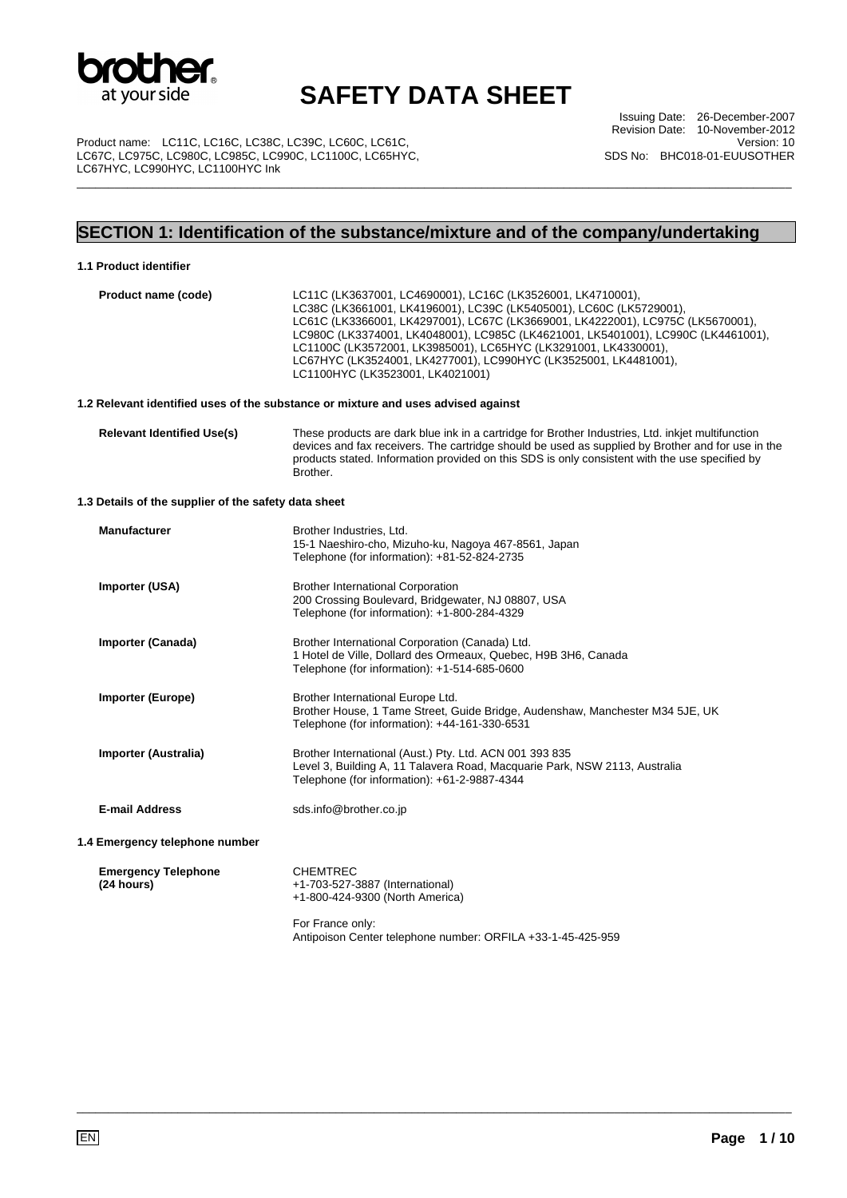# SAFETY DATA SHEET

Issuing Date: 26-December-2007
Revision Date: 10-November-2012
Version: 10
SDS No: BHC018-01-EUUSOTHER

Product name: LC11C, LC16C, LC38C, LC39C, LC60C, LC61C, LC67C, LC975C, LC980C, LC985C, LC990C, LC1100C, LC65HYC, LC67HYC, LC990HYC, LC1100HYC Ink

## SECTION 1: Identification of the substance/mixture and of the company/undertaking

### 1.1 Product identifier

**Product name (code)**

LC11C (LK3637001, LC4690001), LC16C (LK3526001, LK4710001), LC38C (LK3661001, LK4196001), LC39C (LK5405001), LC60C (LK5729001), LC61C (LK3366001, LK4297001), LC67C (LK3669001, LK4222001), LC975C (LK5670001), LC980C (LK3374001, LK4048001), LC985C (LK4621001, LK5401001), LC990C (LK4461001), LC1100C (LK3572001, LK3985001), LC65HYC (LK3291001, LK4330001), LC67HYC (LK3524001, LK4277001), LC990HYC (LK3525001, LK4481001), LC1100HYC (LK3523001, LK4021001)

### 1.2 Relevant identified uses of the substance or mixture and uses advised against

**Relevant Identified Use(s)**

These products are dark blue ink in a cartridge for Brother Industries, Ltd. inkjet multifunction devices and fax receivers. The cartridge should be used as supplied by Brother and for use in the products stated. Information provided on this SDS is only consistent with the use specified by Brother.

### 1.3 Details of the supplier of the safety data sheet

**Manufacturer**

Brother Industries, Ltd.
15-1 Naeshiro-cho, Mizuho-ku, Nagoya 467-8561, Japan
Telephone (for information): +81-52-824-2735

**Importer (USA)**

Brother International Corporation
200 Crossing Boulevard, Bridgewater, NJ 08807, USA
Telephone (for information): +1-800-284-4329

**Importer (Canada)**

Brother International Corporation (Canada) Ltd.
1 Hotel de Ville, Dollard des Ormeaux, Quebec, H9B 3H6, Canada
Telephone (for information): +1-514-685-0600

**Importer (Europe)**

Brother International Europe Ltd.
Brother House, 1 Tame Street, Guide Bridge, Audenshaw, Manchester M34 5JE, UK
Telephone (for information): +44-161-330-6531

**Importer (Australia)**

Brother International (Aust.) Pty. Ltd. ACN 001 393 835
Level 3, Building A, 11 Talavera Road, Macquarie Park, NSW 2113, Australia
Telephone (for information): +61-2-9887-4344

**E-mail Address**

sds.info@brother.co.jp

### 1.4 Emergency telephone number

**Emergency Telephone (24 hours)**

CHEMTREC
+1-703-527-3887 (International)
+1-800-424-9300 (North America)

For France only:
Antipoison Center telephone number: ORFILA +33-1-45-425-959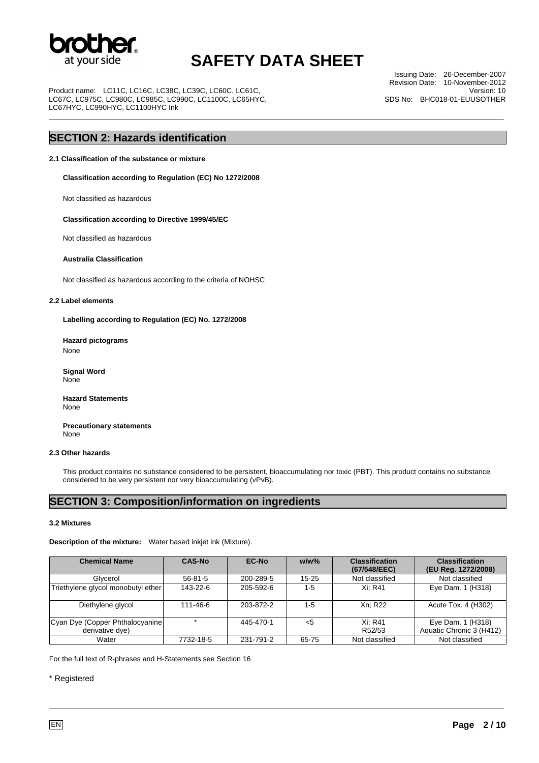## SECTION 2: Hazards identification

#### 2.1 Classification of the substance or mixture

**Classification according to Regulation (EC) No 1272/2008**

Not classified as hazardous

**Classification according to Directive 1999/45/EC**

Not classified as hazardous

**Australia Classification**

Not classified as hazardous according to the criteria of NOHSC

#### 2.2 Label elements

**Labelling according to Regulation (EC) No. 1272/2008**

**Hazard pictograms**
None

**Signal Word**
None

**Hazard Statements**
None

**Precautionary statements**
None

#### 2.3 Other hazards

This product contains no substance considered to be persistent, bioaccumulating nor toxic (PBT). This product contains no substance considered to be very persistent nor very bioaccumulating (vPvB).

## SECTION 3: Composition/information on ingredients

#### 3.2 Mixtures

**Description of the mixture:** Water based inkjet ink (Mixture).

| Chemical Name | CAS-No | EC-No | w/w% | Classification (67/548/EEC) | Classification (EU Reg. 1272/2008) |
|---|---|---|---|---|---|
| Glycerol | 56-81-5 | 200-289-5 | 15-25 | Not classified | Not classified |
| Triethylene glycol monobutyl ether | 143-22-6 | 205-592-6 | 1-5 | Xi; R41 | Eye Dam. 1 (H318) |
| Diethylene glycol | 111-46-6 | 203-872-2 | 1-5 | Xn; R22 | Acute Tox. 4 (H302) |
| Cyan Dye (Copper Phthalocyanine derivative dye) | * | 445-470-1 | <5 | Xi; R41 R52/53 | Eye Dam. 1 (H318) Aquatic Chronic 3 (H412) |
| Water | 7732-18-5 | 231-791-2 | 65-75 | Not classified | Not classified |

For the full text of R-phrases and H-Statements see Section 16

\* Registered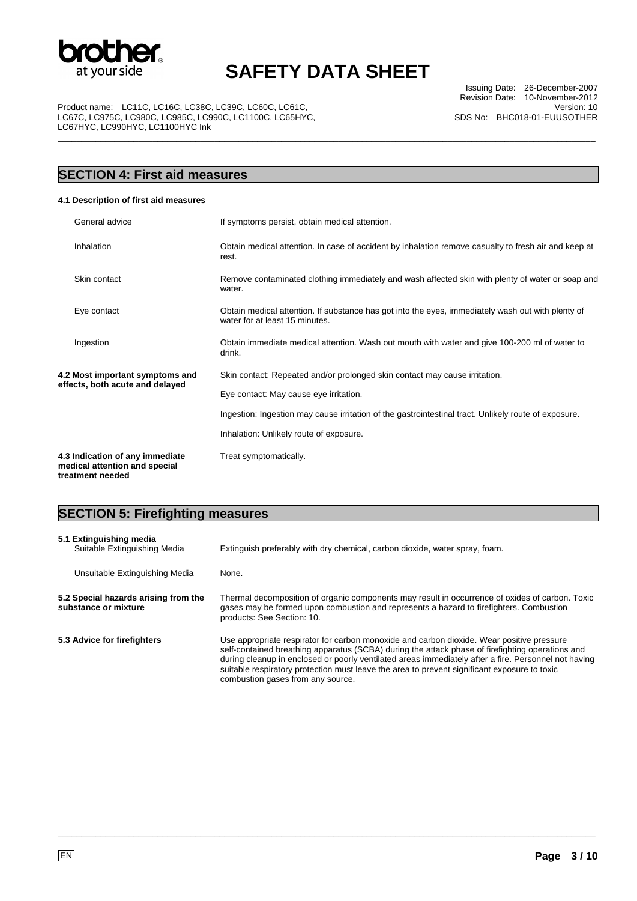## SECTION 4: First aid measures

**4.1 Description of first aid measures**

| | |
|---|---|
| General advice | If symptoms persist, obtain medical attention. |
| Inhalation | Obtain medical attention. In case of accident by inhalation remove casualty to fresh air and keep at rest. |
| Skin contact | Remove contaminated clothing immediately and wash affected skin with plenty of water or soap and water. |
| Eye contact | Obtain medical attention. If substance has got into the eyes, immediately wash out with plenty of water for at least 15 minutes. |
| Ingestion | Obtain immediate medical attention. Wash out mouth with water and give 100-200 ml of water to drink. |

**4.2 Most important symptoms and effects, both acute and delayed**

Skin contact: Repeated and/or prolonged skin contact may cause irritation.

Eye contact: May cause eye irritation.

Ingestion: Ingestion may cause irritation of the gastrointestinal tract. Unlikely route of exposure.

Inhalation: Unlikely route of exposure.

**4.3 Indication of any immediate medical attention and special treatment needed**

Treat symptomatically.

## SECTION 5: Firefighting measures

**5.1 Extinguishing media**

| | |
|---|---|
| Suitable Extinguishing Media | Extinguish preferably with dry chemical, carbon dioxide, water spray, foam. |
| Unsuitable Extinguishing Media | None. |

**5.2 Special hazards arising from the substance or mixture**

Thermal decomposition of organic components may result in occurrence of oxides of carbon. Toxic gases may be formed upon combustion and represents a hazard to firefighters. Combustion products: See Section: 10.

**5.3 Advice for firefighters**

Use appropriate respirator for carbon monoxide and carbon dioxide. Wear positive pressure self-contained breathing apparatus (SCBA) during the attack phase of firefighting operations and during cleanup in enclosed or poorly ventilated areas immediately after a fire. Personnel not having suitable respiratory protection must leave the area to prevent significant exposure to toxic combustion gases from any source.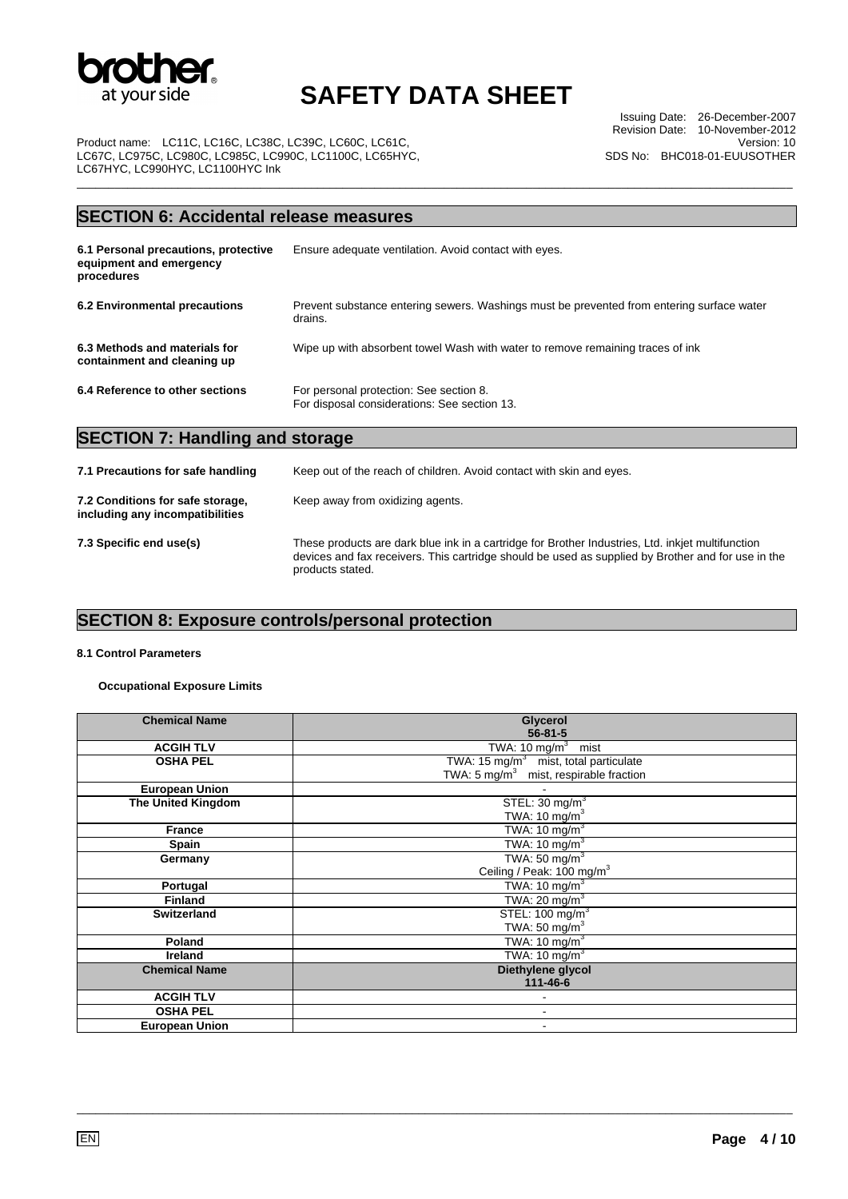## SECTION 6: Accidental release measures

**6.1 Personal precautions, protective equipment and emergency procedures**

Ensure adequate ventilation. Avoid contact with eyes.

**6.2 Environmental precautions**

Prevent substance entering sewers. Washings must be prevented from entering surface water drains.

**6.3 Methods and materials for containment and cleaning up**

Wipe up with absorbent towel Wash with water to remove remaining traces of ink

**6.4 Reference to other sections**

For personal protection: See section 8.
For disposal considerations: See section 13.

## SECTION 7: Handling and storage

**7.1 Precautions for safe handling**

Keep out of the reach of children. Avoid contact with skin and eyes.

**7.2 Conditions for safe storage, including any incompatibilities**

Keep away from oxidizing agents.

**7.3 Specific end use(s)**

These products are dark blue ink in a cartridge for Brother Industries, Ltd. inkjet multifunction devices and fax receivers. This cartridge should be used as supplied by Brother and for use in the products stated.

## SECTION 8: Exposure controls/personal protection

**8.1 Control Parameters**

**Occupational Exposure Limits**

| Chemical Name | Glycerol 56-81-5 |
|---|---|
| ACGIH TLV | TWA: 10 mg/m$^3$ mist |
| OSHA PEL | TWA: 15 mg/m$^3$ mist, total particulate<br>TWA: 5 mg/m$^3$ mist, respirable fraction |
| European Union | - |
| The United Kingdom | STEL: 30 mg/m$^3$<br>TWA: 10 mg/m$^3$ |
| France | TWA: 10 mg/m$^3$ |
| Spain | TWA: 10 mg/m$^3$ |
| Germany | TWA: 50 mg/m$^3$<br>Ceiling / Peak: 100 mg/m$^3$ |
| Portugal | TWA: 10 mg/m$^3$ |
| Finland | TWA: 20 mg/m$^3$ |
| Switzerland | STEL: 100 mg/m$^3$<br>TWA: 50 mg/m$^3$ |
| Poland | TWA: 10 mg/m$^3$ |
| Ireland | TWA: 10 mg/m$^3$ |
| **Chemical Name** | **Diethylene glycol 111-46-6** |
| ACGIH TLV | - |
| OSHA PEL | - |
| European Union | - |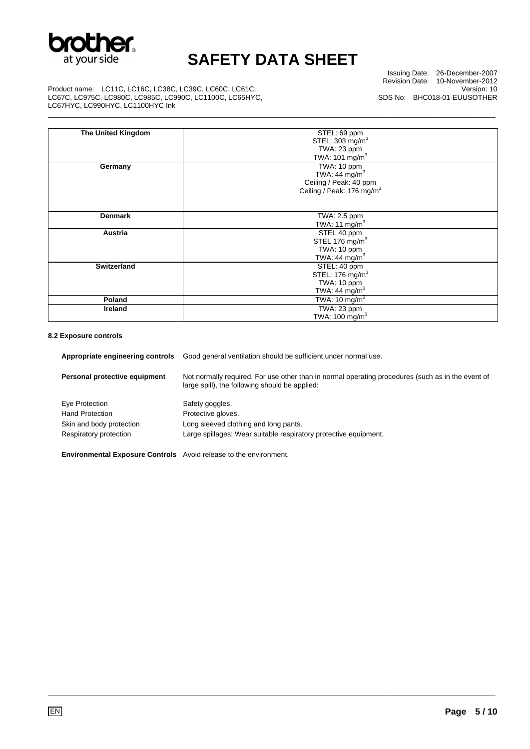| The United Kingdom | STEL: 69 ppm<br>STEL: 303 mg/m$^3$<br>TWA: 23 ppm<br>TWA: 101 mg/m$^3$ |
| --- | --- |
| Germany | TWA: 10 ppm<br>TWA: 44 mg/m$^3$<br>Ceiling / Peak: 40 ppm<br>Ceiling / Peak: 176 mg/m$^3$ |
| Denmark | TWA: 2.5 ppm<br>TWA: 11 mg/m$^3$ |
| Austria | STEL 40 ppm<br>STEL 176 mg/m$^3$<br>TWA: 10 ppm<br>TWA: 44 mg/m$^3$ |
| Switzerland | STEL: 40 ppm<br>STEL: 176 mg/m$^3$<br>TWA: 10 ppm<br>TWA: 44 mg/m$^3$ |
| Poland | TWA: 10 mg/m$^3$ |
| Ireland | TWA: 23 ppm<br>TWA: 100 mg/m$^3$ |

#### 8.2 Exposure controls

**Appropriate engineering controls** Good general ventilation should be sufficient under normal use.

**Personal protective equipment** Not normally required. For use other than in normal operating procedures (such as in the event of large spill), the following should be applied:

| | |
| --- | --- |
| Eye Protection | Safety goggles. |
| Hand Protection | Protective gloves. |
| Skin and body protection | Long sleeved clothing and long pants. |
| Respiratory protection | Large spillages: Wear suitable respiratory protective equipment. |

**Environmental Exposure Controls** Avoid release to the environment.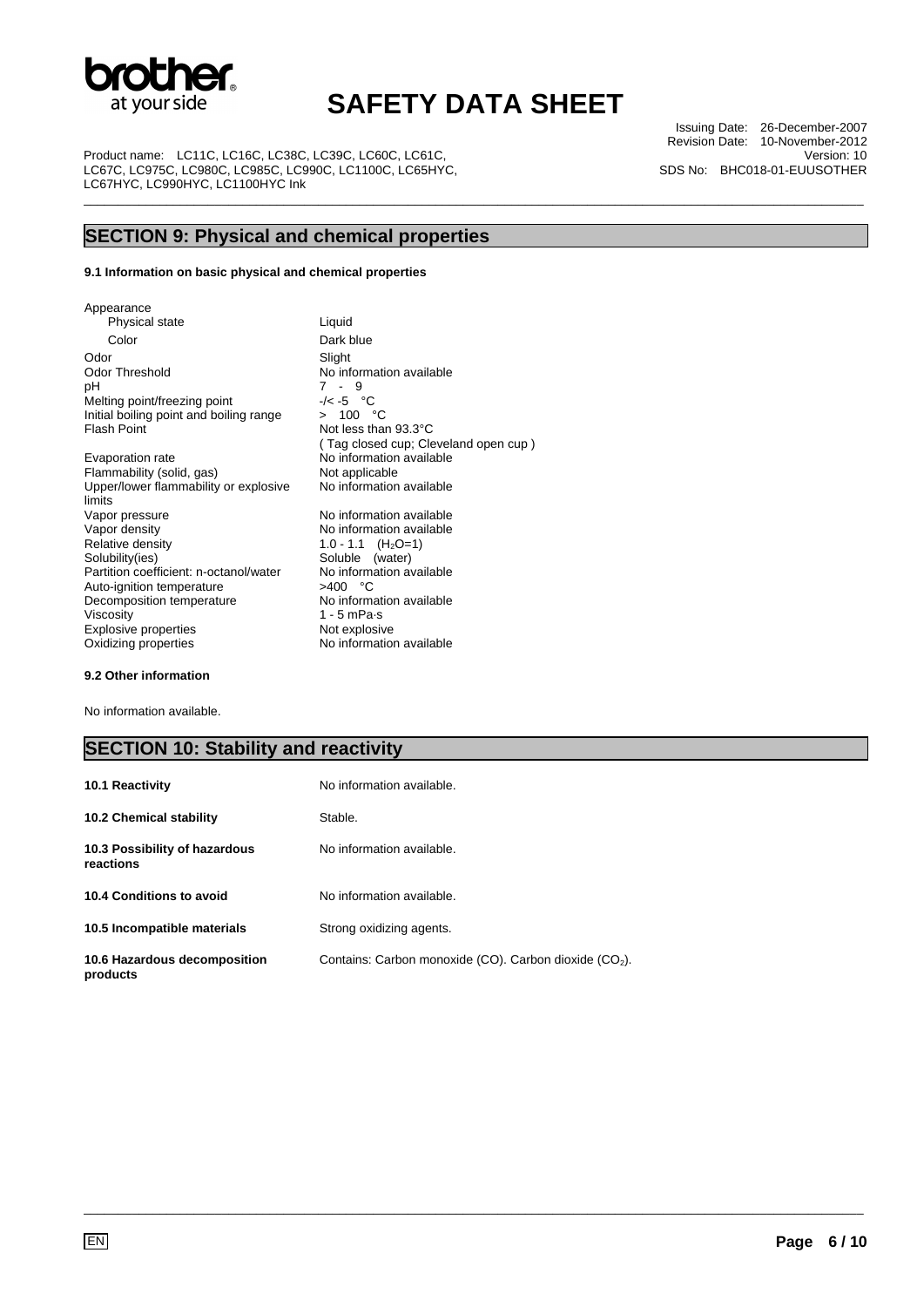## SECTION 9: Physical and chemical properties

**9.1 Information on basic physical and chemical properties**

| Property | Value |
|---|---|
| Appearance | |
| Physical state | Liquid |
| Color | Dark blue |
| Odor | Slight |
| Odor Threshold | No information available |
| pH | 7 - 9 |
| Melting point/freezing point | -/< -5 °C |
| Initial boiling point and boiling range | > 100 °C |
| Flash Point | Not less than 93.3°C (Tag closed cup; Cleveland open cup) |
| Evaporation rate | No information available |
| Flammability (solid, gas) | Not applicable |
| Upper/lower flammability or explosive limits | No information available |
| Vapor pressure | No information available |
| Vapor density | No information available |
| Relative density | 1.0 - 1.1 ($H_2O$=1) |
| Solubility(ies) | Soluble (water) |
| Partition coefficient: n-octanol/water | No information available |
| Auto-ignition temperature | >400 °C |
| Decomposition temperature | No information available |
| Viscosity | 1 - 5 mPa·s |
| Explosive properties | Not explosive |
| Oxidizing properties | No information available |

**9.2 Other information**

No information available.

## SECTION 10: Stability and reactivity

| | |
|---|---|
| **10.1 Reactivity** | No information available. |
| **10.2 Chemical stability** | Stable. |
| **10.3 Possibility of hazardous reactions** | No information available. |
| **10.4 Conditions to avoid** | No information available. |
| **10.5 Incompatible materials** | Strong oxidizing agents. |
| **10.6 Hazardous decomposition products** | Contains: Carbon monoxide (CO). Carbon dioxide ($CO_2$). |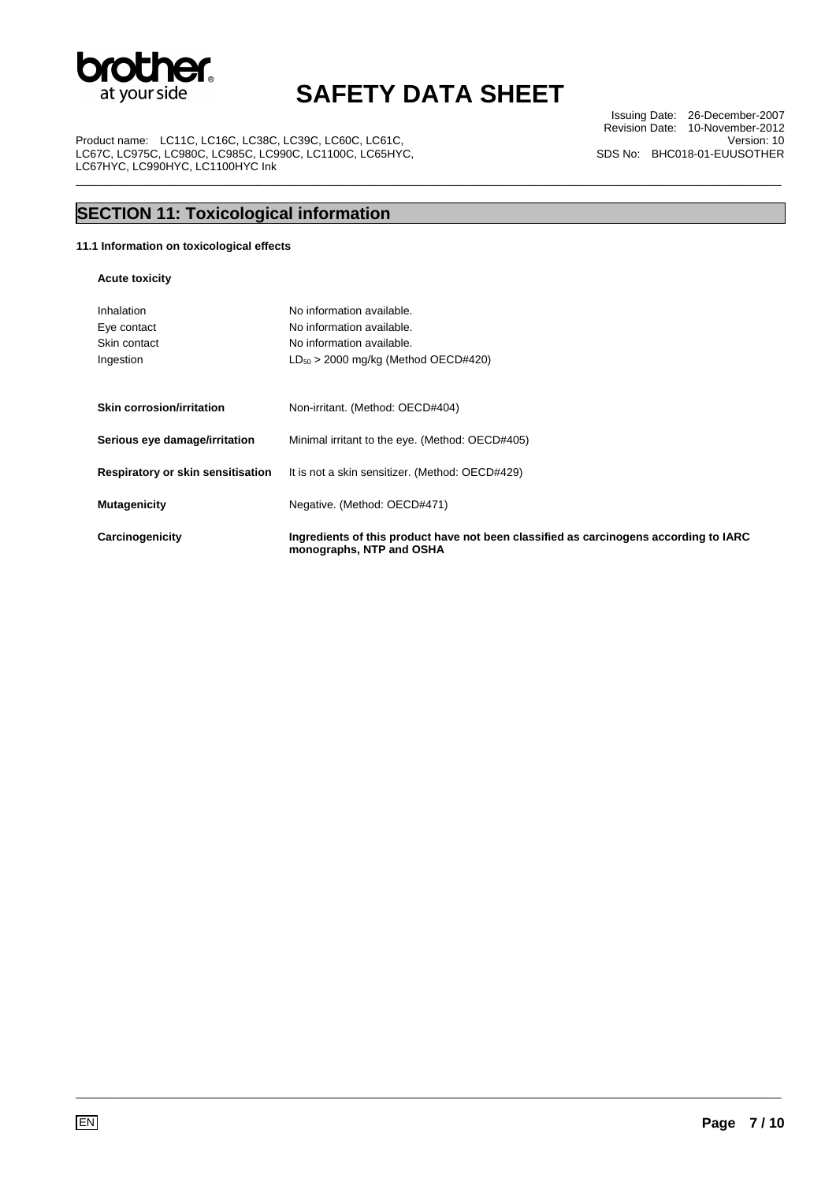## SECTION 11: Toxicological information

### 11.1 Information on toxicological effects

**Acute toxicity**

| | |
|---|---|
| Inhalation | No information available. |
| Eye contact | No information available. |
| Skin contact | No information available. |
| Ingestion | $LD_{50}$ > 2000 mg/kg (Method OECD#420) |

| | |
|---|---|
| **Skin corrosion/irritation** | Non-irritant. (Method: OECD#404) |
| **Serious eye damage/irritation** | Minimal irritant to the eye. (Method: OECD#405) |
| **Respiratory or skin sensitisation** | It is not a skin sensitizer. (Method: OECD#429) |
| **Mutagenicity** | Negative. (Method: OECD#471) |
| **Carcinogenicity** | **Ingredients of this product have not been classified as carcinogens according to IARC monographs, NTP and OSHA** |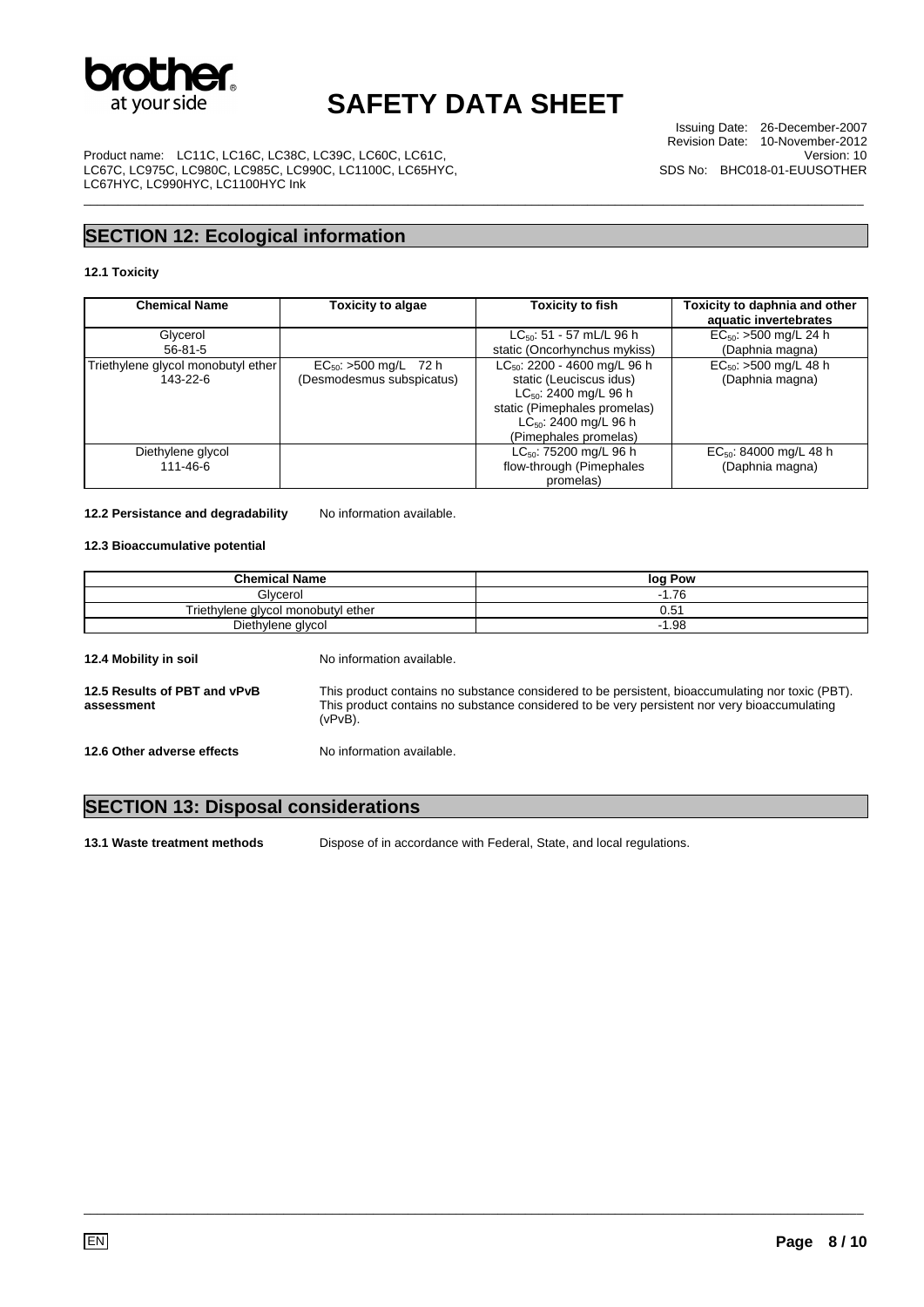## SECTION 12: Ecological information

### 12.1 Toxicity

| Chemical Name | Toxicity to algae | Toxicity to fish | Toxicity to daphnia and other aquatic invertebrates |
|---|---|---|---|
| Glycerol 56-81-5 | | $LC_{50}$: 51 - 57 mL/L 96 h static (Oncorhynchus mykiss) | $EC_{50}$: >500 mg/L 24 h (Daphnia magna) |
| Triethylene glycol monobutyl ether 143-22-6 | $EC_{50}$: >500 mg/L 72 h (Desmodesmus subspicatus) | $LC_{50}$: 2200 - 4600 mg/L 96 h static (Leuciscus idus) $LC_{50}$: 2400 mg/L 96 h static (Pimephales promelas) $LC_{50}$: 2400 mg/L 96 h (Pimephales promelas) | $EC_{50}$: >500 mg/L 48 h (Daphnia magna) |
| Diethylene glycol 111-46-6 | | $LC_{50}$: 75200 mg/L 96 h flow-through (Pimephales promelas) | $EC_{50}$: 84000 mg/L 48 h (Daphnia magna) |

**12.2 Persistance and degradability** No information available.

### 12.3 Bioaccumulative potential

| Chemical Name | log Pow |
|---|---|
| Glycerol | -1.76 |
| Triethylene glycol monobutyl ether | 0.51 |
| Diethylene glycol | -1.98 |

**12.4 Mobility in soil** No information available.

**12.5 Results of PBT and vPvB assessment** This product contains no substance considered to be persistent, bioaccumulating nor toxic (PBT). This product contains no substance considered to be very persistent nor very bioaccumulating (vPvB).

**12.6 Other adverse effects** No information available.

## SECTION 13: Disposal considerations

**13.1 Waste treatment methods** Dispose of in accordance with Federal, State, and local regulations.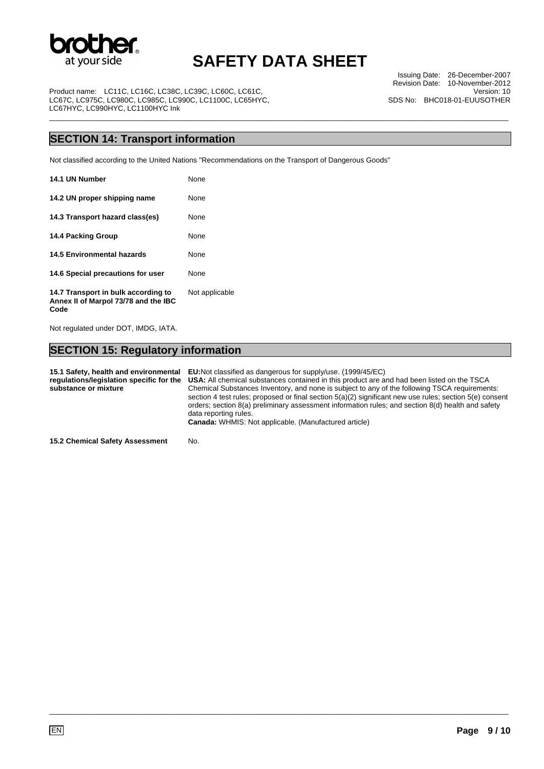## SECTION 14: Transport information

Not classified according to the United Nations "Recommendations on the Transport of Dangerous Goods"

| | |
|---|---|
| **14.1 UN Number** | None |
| **14.2 UN proper shipping name** | None |
| **14.3 Transport hazard class(es)** | None |
| **14.4 Packing Group** | None |
| **14.5 Environmental hazards** | None |
| **14.6 Special precautions for user** | None |
| **14.7 Transport in bulk according to Annex II of Marpol 73/78 and the IBC Code** | Not applicable |

Not regulated under DOT, IMDG, IATA.

## SECTION 15: Regulatory information

| | |
|---|---|
| **15.1 Safety, health and environmental regulations/legislation specific for the substance or mixture** | **EU:** Not classified as dangerous for supply/use. (1999/45/EC)<br>**USA:** All chemical substances contained in this product are and had been listed on the TSCA Chemical Substances Inventory, and none is subject to any of the following TSCA requirements: section 4 test rules; proposed or final section 5(a)(2) significant new use rules; section 5(e) consent orders; section 8(a) preliminary assessment information rules; and section 8(d) health and safety data reporting rules.<br>**Canada:** WHMIS: Not applicable. (Manufactured article) |
| **15.2 Chemical Safety Assessment** | No. |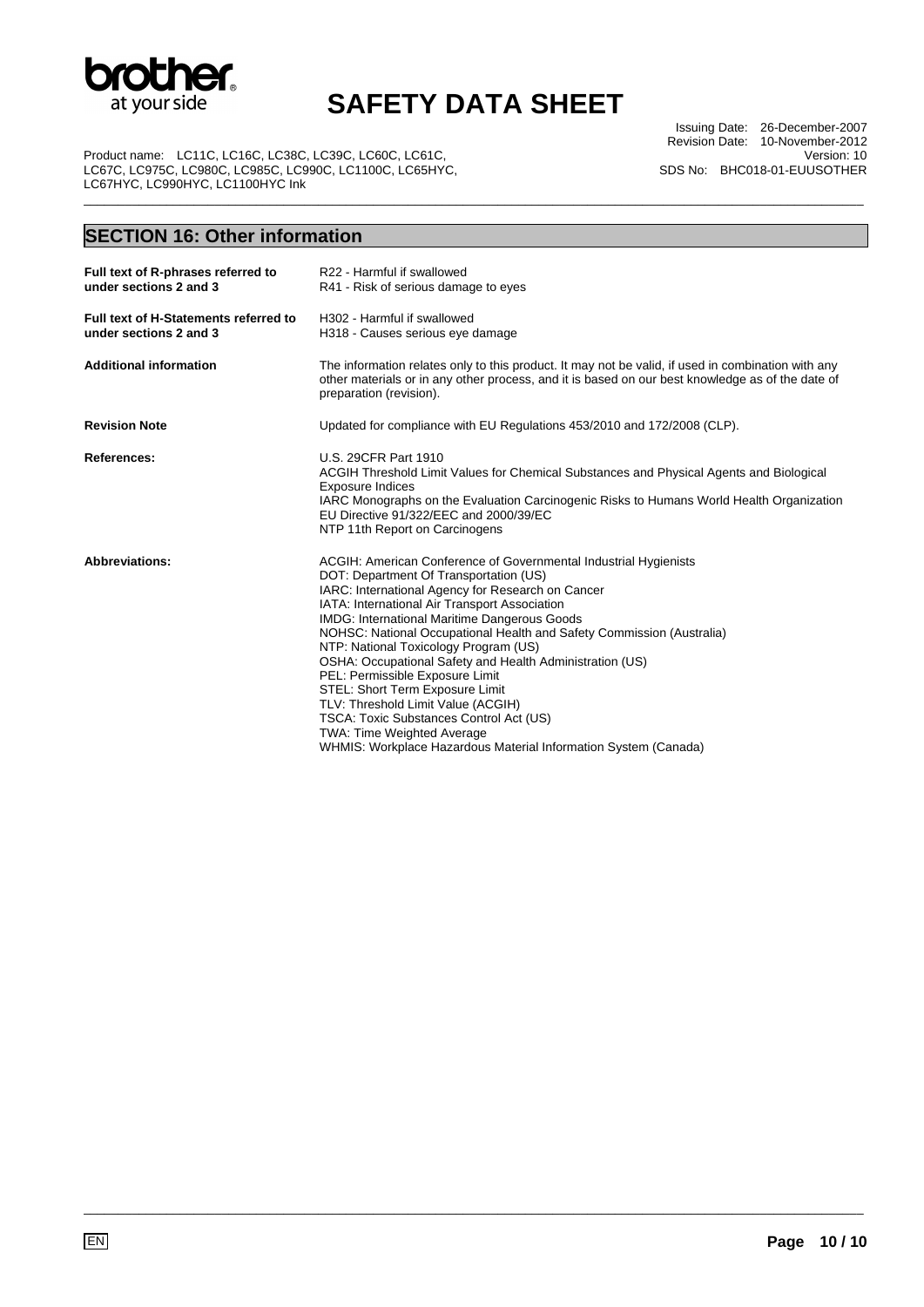## SECTION 16: Other information

**Full text of R-phrases referred to under sections 2 and 3**

R22 - Harmful if swallowed
R41 - Risk of serious damage to eyes

**Full text of H-Statements referred to under sections 2 and 3**

H302 - Harmful if swallowed
H318 - Causes serious eye damage

**Additional information**

The information relates only to this product. It may not be valid, if used in combination with any other materials or in any other process, and it is based on our best knowledge as of the date of preparation (revision).

**Revision Note**

Updated for compliance with EU Regulations 453/2010 and 172/2008 (CLP).

**References:**

U.S. 29CFR Part 1910
ACGIH Threshold Limit Values for Chemical Substances and Physical Agents and Biological Exposure Indices
IARC Monographs on the Evaluation Carcinogenic Risks to Humans World Health Organization
EU Directive 91/322/EEC and 2000/39/EC
NTP 11th Report on Carcinogens

**Abbreviations:**

ACGIH: American Conference of Governmental Industrial Hygienists
DOT: Department Of Transportation (US)
IARC: International Agency for Research on Cancer
IATA: International Air Transport Association
IMDG: International Maritime Dangerous Goods
NOHSC: National Occupational Health and Safety Commission (Australia)
NTP: National Toxicology Program (US)
OSHA: Occupational Safety and Health Administration (US)
PEL: Permissible Exposure Limit
STEL: Short Term Exposure Limit
TLV: Threshold Limit Value (ACGIH)
TSCA: Toxic Substances Control Act (US)
TWA: Time Weighted Average
WHMIS: Workplace Hazardous Material Information System (Canada)